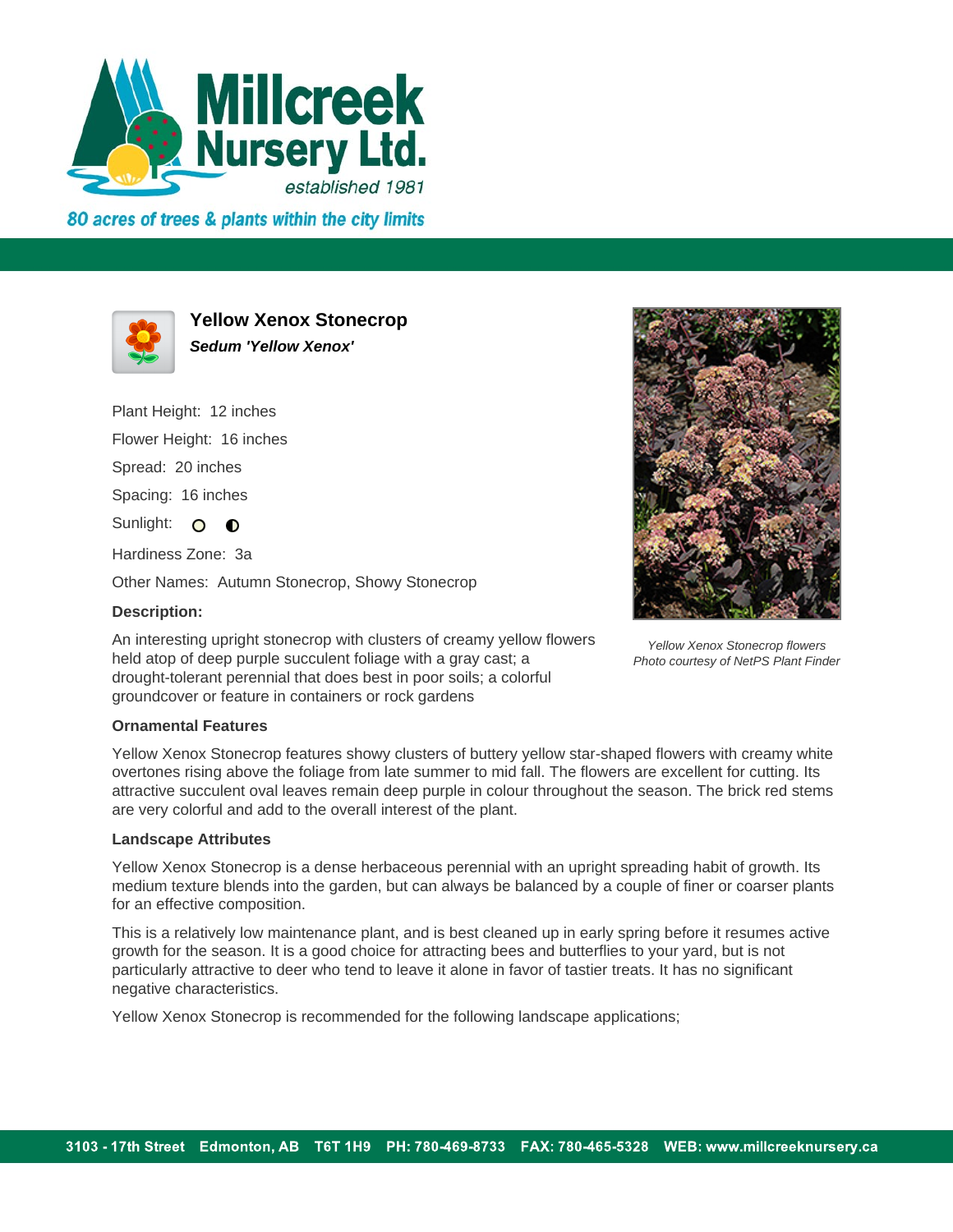# Yellow Xenox Stonecrop

***Sedum 'Yellow Xenox'***

Plant Height: 12 inches

Flower Height: 16 inches

Spread: 20 inches

Spacing: 16 inches

Sunlight: ○ ◐

Hardiness Zone: 3a

Other Names: Autumn Stonecrop, Showy Stonecrop

**Description:**

An interesting upright stonecrop with clusters of creamy yellow flowers held atop of deep purple succulent foliage with a gray cast; a drought-tolerant perennial that does best in poor soils; a colorful groundcover or feature in containers or rock gardens

*Yellow Xenox Stonecrop flowers*
*Photo courtesy of NetPS Plant Finder*

**Ornamental Features**

Yellow Xenox Stonecrop features showy clusters of buttery yellow star-shaped flowers with creamy white overtones rising above the foliage from late summer to mid fall. The flowers are excellent for cutting. Its attractive succulent oval leaves remain deep purple in colour throughout the season. The brick red stems are very colorful and add to the overall interest of the plant.

**Landscape Attributes**

Yellow Xenox Stonecrop is a dense herbaceous perennial with an upright spreading habit of growth. Its medium texture blends into the garden, but can always be balanced by a couple of finer or coarser plants for an effective composition.

This is a relatively low maintenance plant, and is best cleaned up in early spring before it resumes active growth for the season. It is a good choice for attracting bees and butterflies to your yard, but is not particularly attractive to deer who tend to leave it alone in favor of tastier treats. It has no significant negative characteristics.

Yellow Xenox Stonecrop is recommended for the following landscape applications;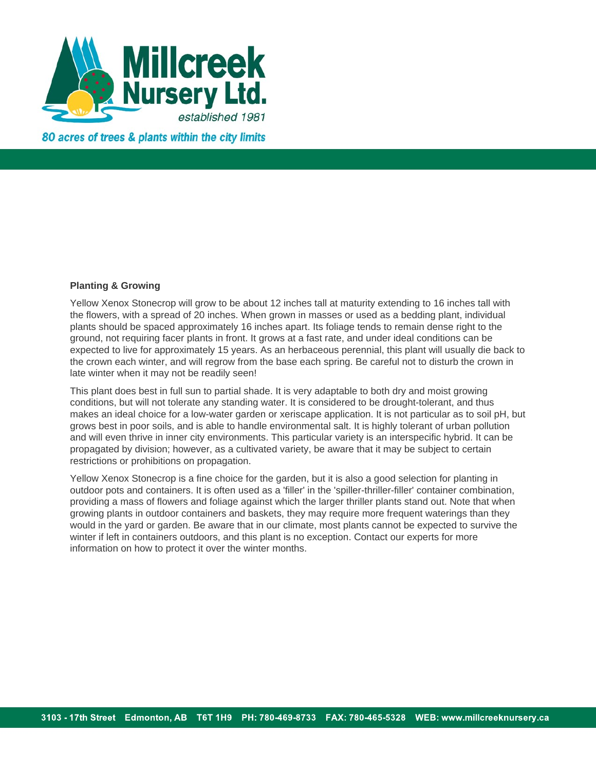### Planting & Growing

Yellow Xenox Stonecrop will grow to be about 12 inches tall at maturity extending to 16 inches tall with the flowers, with a spread of 20 inches. When grown in masses or used as a bedding plant, individual plants should be spaced approximately 16 inches apart. Its foliage tends to remain dense right to the ground, not requiring facer plants in front. It grows at a fast rate, and under ideal conditions can be expected to live for approximately 15 years. As an herbaceous perennial, this plant will usually die back to the crown each winter, and will regrow from the base each spring. Be careful not to disturb the crown in late winter when it may not be readily seen!

This plant does best in full sun to partial shade. It is very adaptable to both dry and moist growing conditions, but will not tolerate any standing water. It is considered to be drought-tolerant, and thus makes an ideal choice for a low-water garden or xeriscape application. It is not particular as to soil pH, but grows best in poor soils, and is able to handle environmental salt. It is highly tolerant of urban pollution and will even thrive in inner city environments. This particular variety is an interspecific hybrid. It can be propagated by division; however, as a cultivated variety, be aware that it may be subject to certain restrictions or prohibitions on propagation.

Yellow Xenox Stonecrop is a fine choice for the garden, but it is also a good selection for planting in outdoor pots and containers. It is often used as a 'filler' in the 'spiller-thriller-filler' container combination, providing a mass of flowers and foliage against which the larger thriller plants stand out. Note that when growing plants in outdoor containers and baskets, they may require more frequent waterings than they would in the yard or garden. Be aware that in our climate, most plants cannot be expected to survive the winter if left in containers outdoors, and this plant is no exception. Contact our experts for more information on how to protect it over the winter months.